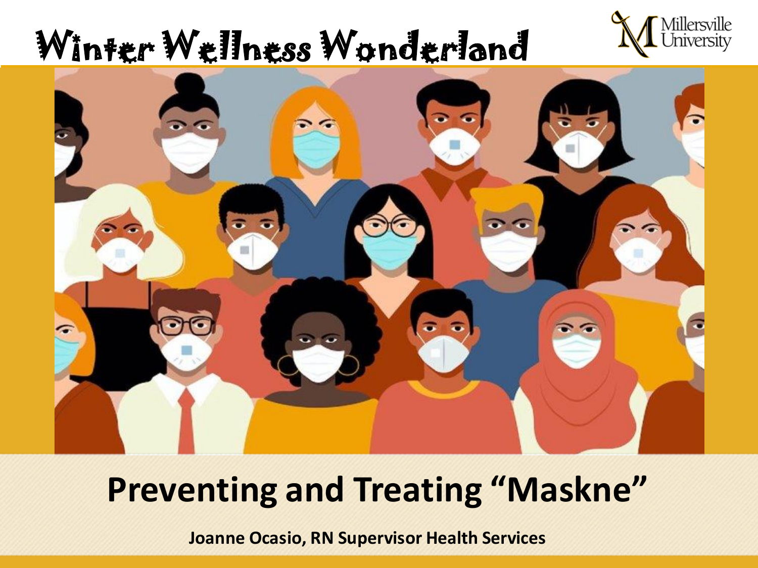# Winter Wellness Wonderland

Millersville University

## Preventing and Treating "Maskne"

**Joanne Ocasio, RN Supervisor Health Services**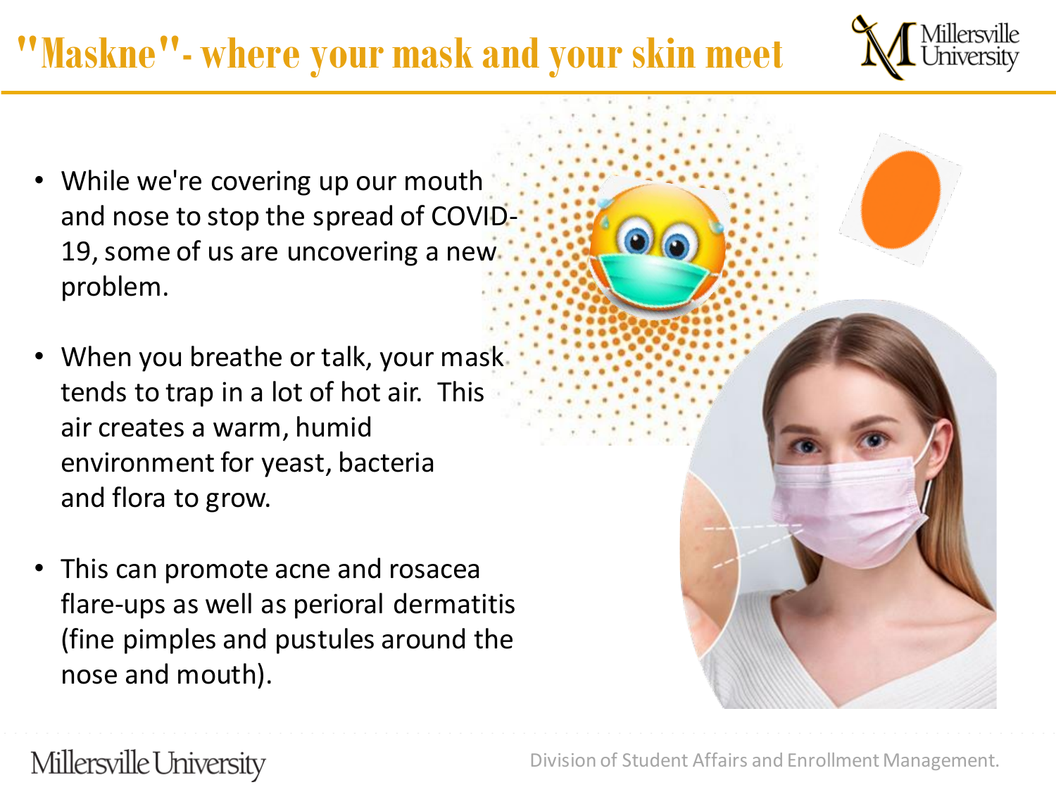# "Maskne"- where your mask and your skin meet

- While we're covering up our mouth and nose to stop the spread of COVID-19, some of us are uncovering a new problem.
- When you breathe or talk, your mask tends to trap in a lot of hot air. This air creates a warm, humid environment for yeast, bacteria and flora to grow.
- This can promote acne and rosacea flare-ups as well as perioral dermatitis (fine pimples and pustules around the nose and mouth).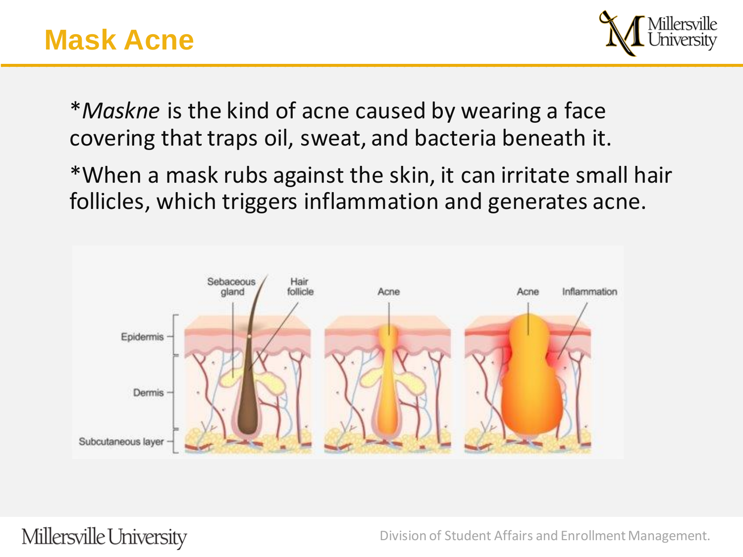# Mask Acne

*Maskne* is the kind of acne caused by wearing a face covering that traps oil, sweat, and bacteria beneath it.

*When a mask rubs against the skin, it can irritate small hair follicles, which triggers inflammation and generates acne.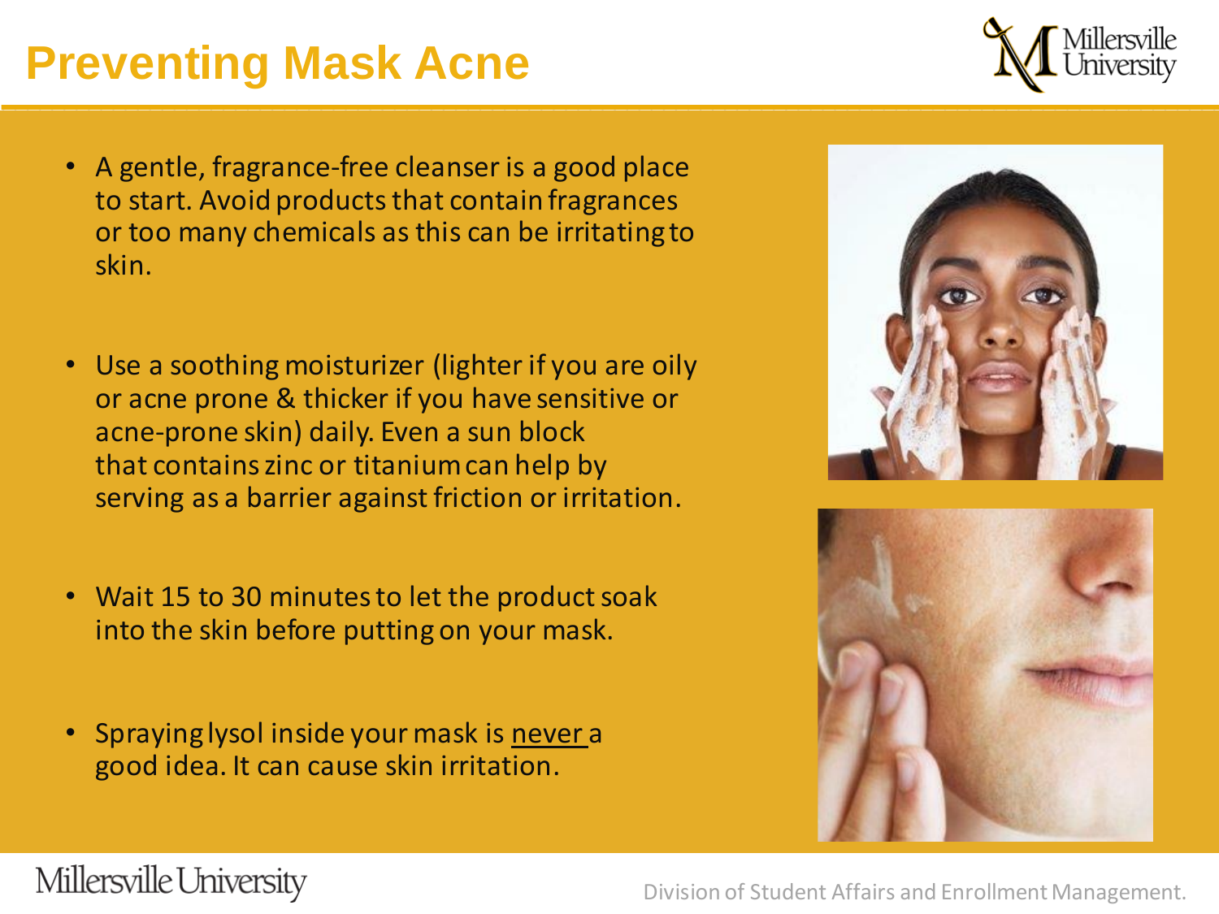# Preventing Mask Acne

- A gentle, fragrance-free cleanser is a good place to start. Avoid products that contain fragrances or too many chemicals as this can be irritating to skin.

- Use a soothing moisturizer (lighter if you are oily or acne prone & thicker if you have sensitive or acne-prone skin) daily. Even a sun block that contains zinc or titanium can help by serving as a barrier against friction or irritation.

- Wait 15 to 30 minutes to let the product soak into the skin before putting on your mask.

- Spraying lysol inside your mask is <u>never</u> a good idea. It can cause skin irritation.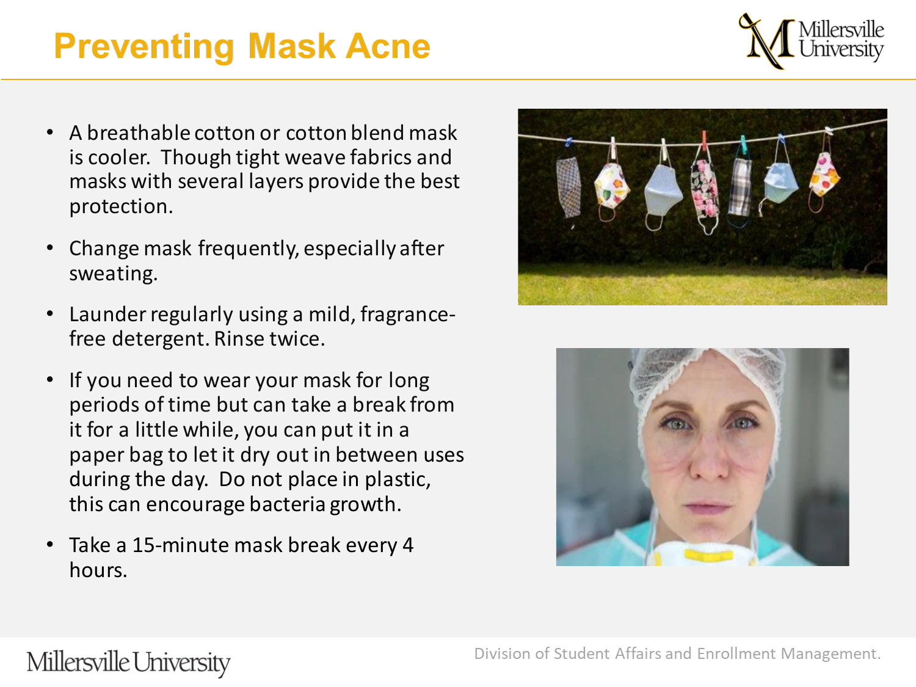# Preventing Mask Acne

- A breathable cotton or cotton blend mask is cooler. Though tight weave fabrics and masks with several layers provide the best protection.
- Change mask frequently, especially after sweating.
- Launder regularly using a mild, fragrance-free detergent. Rinse twice.
- If you need to wear your mask for long periods of time but can take a break from it for a little while, you can put it in a paper bag to let it dry out in between uses during the day. Do not place in plastic, this can encourage bacteria growth.
- Take a 15-minute mask break every 4 hours.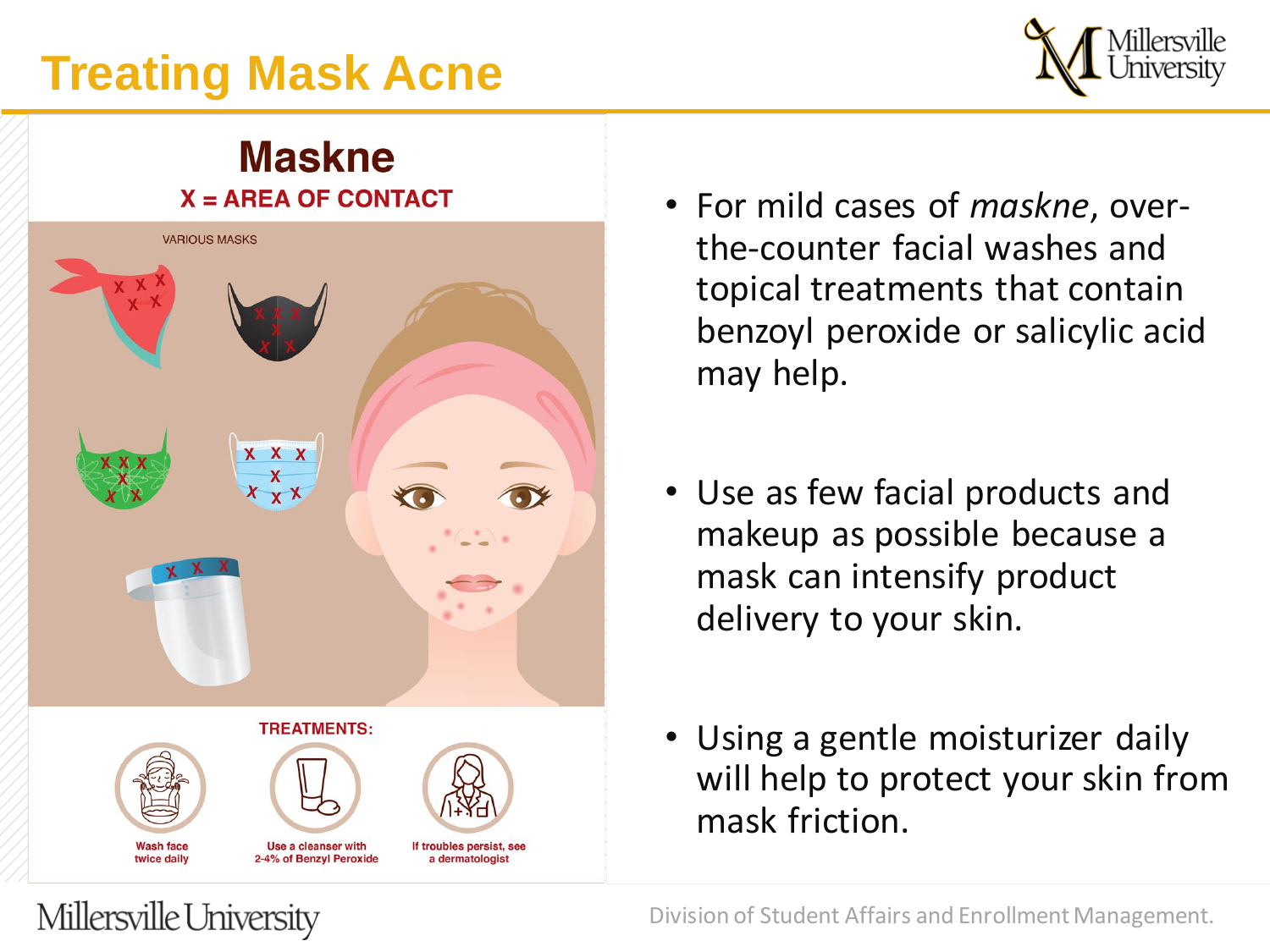# Treating Mask Acne

## Maskne

X = AREA OF CONTACT

VARIOUS MASKS

TREATMENTS:

- Wash face twice daily
- Use a cleanser with 2-4% of Benzyl Peroxide
- If troubles persist, see a dermatologist

- For mild cases of *maskne*, over-the-counter facial washes and topical treatments that contain benzoyl peroxide or salicylic acid may help.

- Use as few facial products and makeup as possible because a mask can intensify product delivery to your skin.

- Using a gentle moisturizer daily will help to protect your skin from mask friction.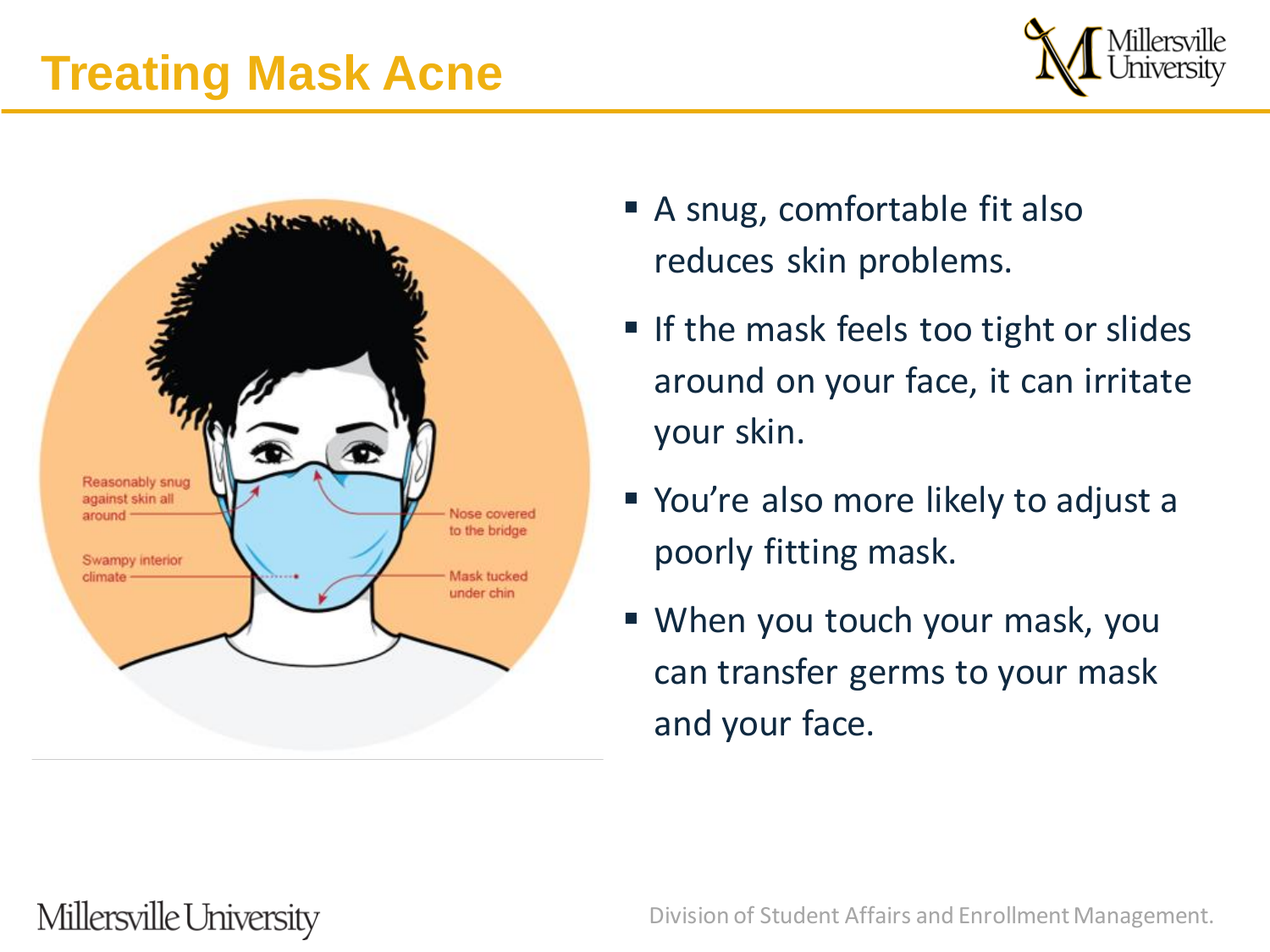# Treating Mask Acne

Reasonably snug against skin all around

Swampy interior climate

Nose covered to the bridge

Mask tucked under chin

- A snug, comfortable fit also reduces skin problems.
- If the mask feels too tight or slides around on your face, it can irritate your skin.
- You're also more likely to adjust a poorly fitting mask.
- When you touch your mask, you can transfer germs to your mask and your face.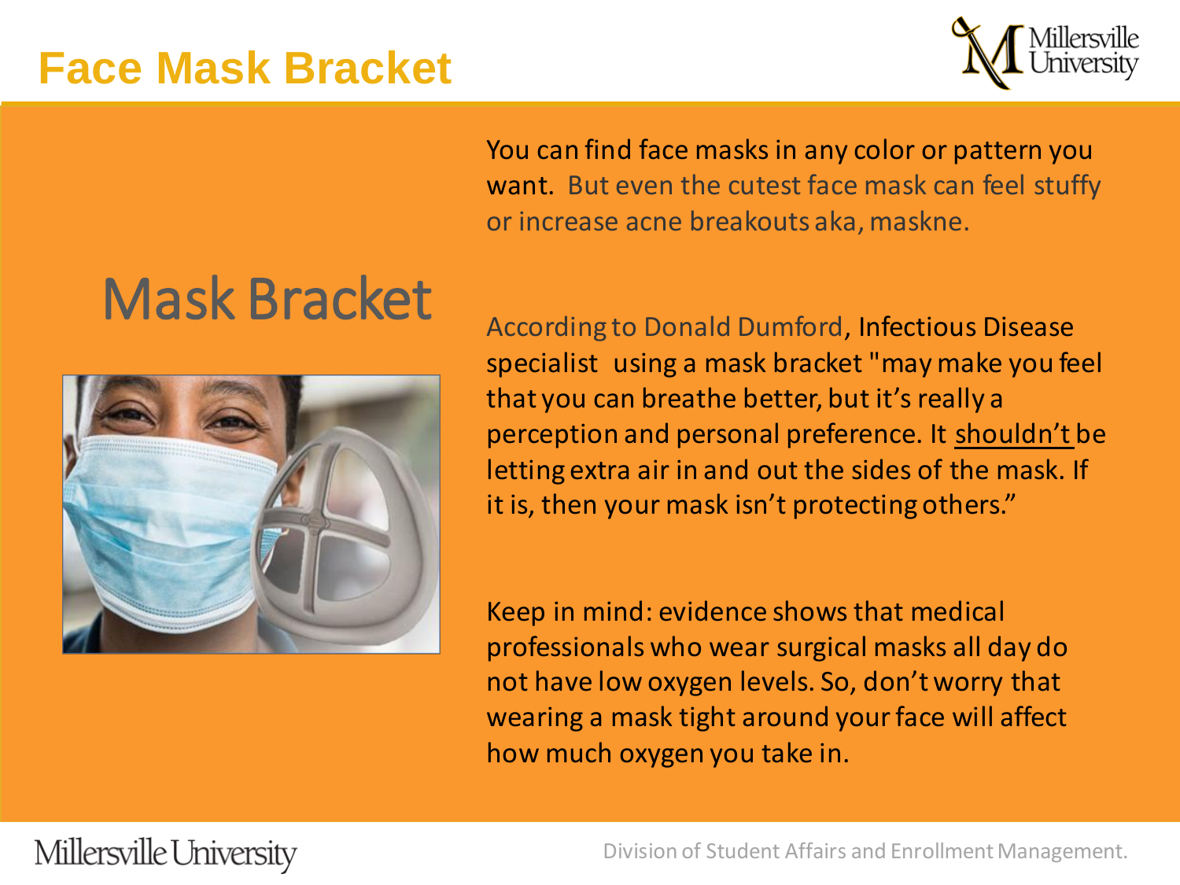# Face Mask Bracket

## Mask Bracket

You can find face masks in any color or pattern you want. But even the cutest face mask can feel stuffy or increase acne breakouts aka, maskne.

According to Donald Dumford, Infectious Disease specialist using a mask bracket "may make you feel that you can breathe better, but it's really a perception and personal preference. It shouldn't be letting extra air in and out the sides of the mask. If it is, then your mask isn't protecting others."

Keep in mind: evidence shows that medical professionals who wear surgical masks all day do not have low oxygen levels. So, don't worry that wearing a mask tight around your face will affect how much oxygen you take in.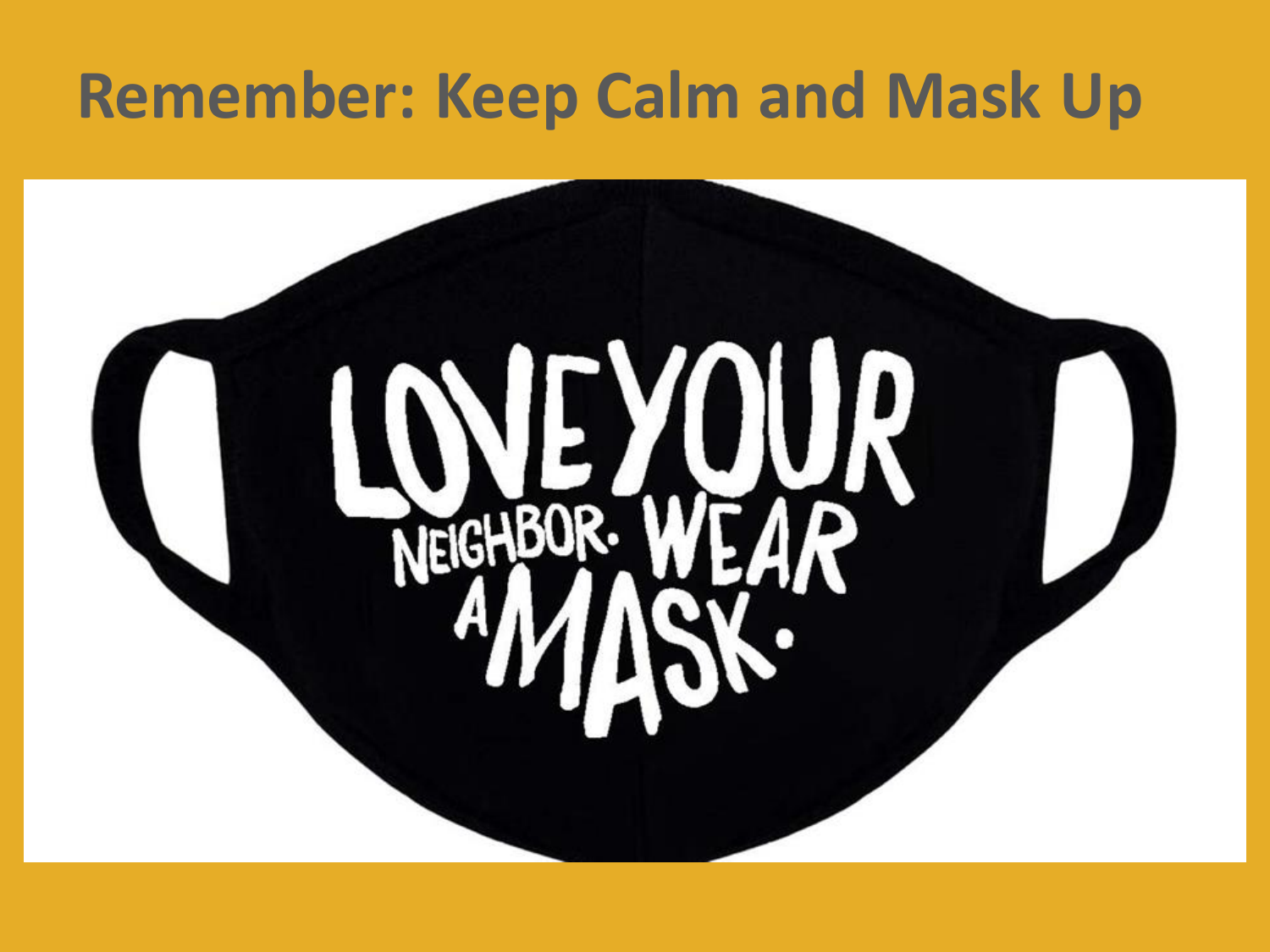# Remember: Keep Calm and Mask Up

LOVE YOUR NEIGHBOR. WEAR A MASK.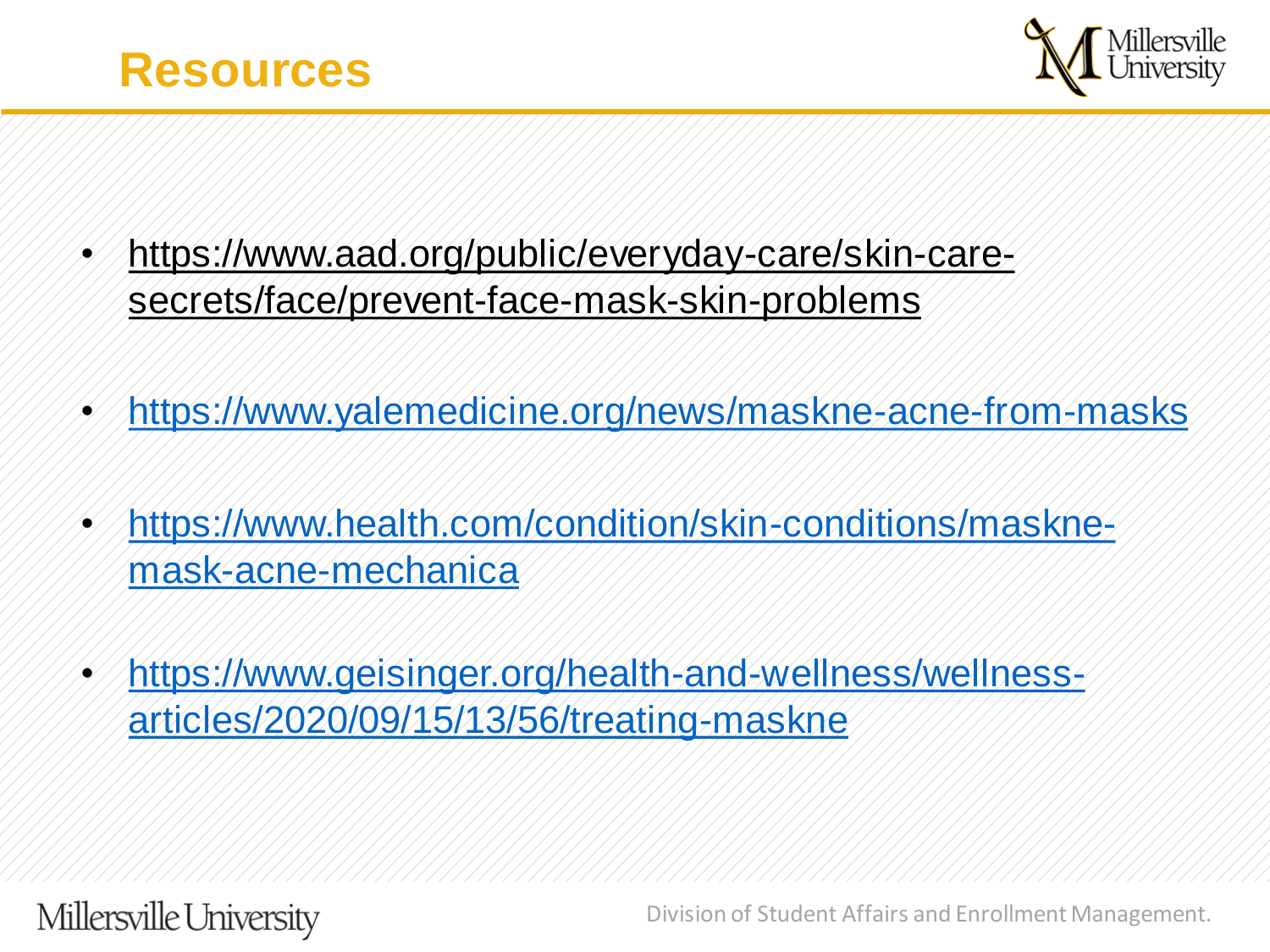# Resources

- https://www.aad.org/public/everyday-care/skin-care-secrets/face/prevent-face-mask-skin-problems
- https://www.yalemedicine.org/news/maskne-acne-from-masks
- https://www.health.com/condition/skin-conditions/maskne-mask-acne-mechanica
- https://www.geisinger.org/health-and-wellness/wellness-articles/2020/09/15/13/56/treating-maskne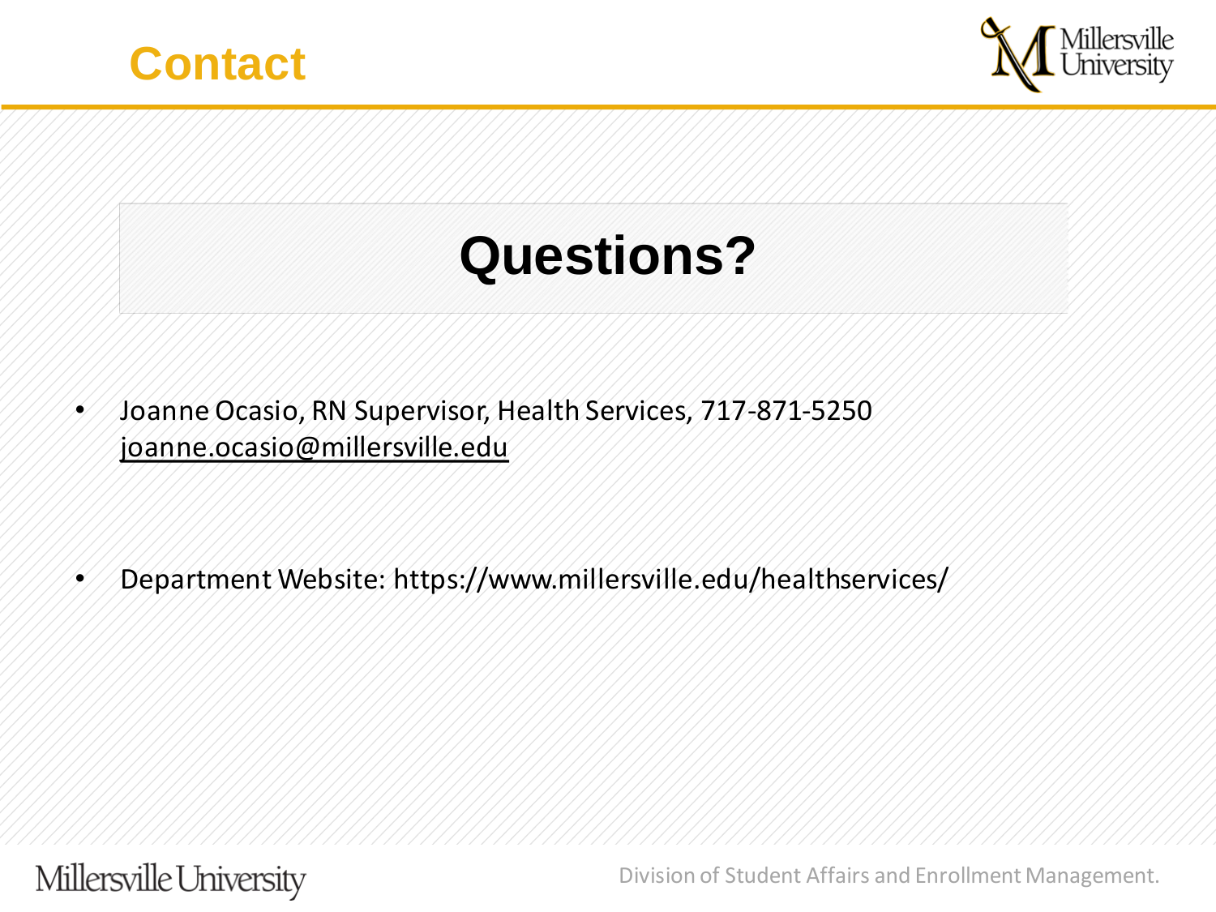# Contact

## Questions?

- Joanne Ocasio, RN Supervisor, Health Services, 717-871-5250
  joanne.ocasio@millersville.edu

- Department Website: https://www.millersville.edu/healthservices/